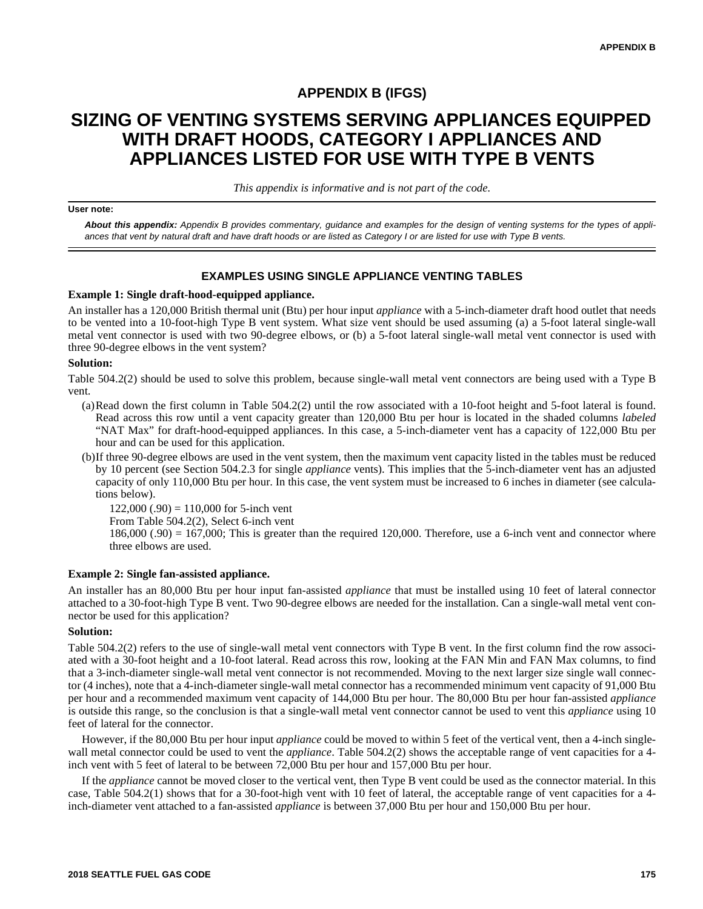# APPENDIX B (IFGS)

# SIZING OF VENTING SYSTEMS SERVING APPLIANCES EQUIPPED WITH DRAFT HOODS, CATEGORY I APPLIANCES AND APPLIANCES LISTED FOR USE WITH TYPE B VENTS

*This appendix is informative and is not part of the code.*

**User note:**

***About this appendix:*** *Appendix B provides commentary, guidance and examples for the design of venting systems for the types of appliances that vent by natural draft and have draft hoods or are listed as Category I or are listed for use with Type B vents.*

## EXAMPLES USING SINGLE APPLIANCE VENTING TABLES

**Example 1: Single draft-hood-equipped appliance.**

An installer has a 120,000 British thermal unit (Btu) per hour input *appliance* with a 5-inch-diameter draft hood outlet that needs to be vented into a 10-foot-high Type B vent system. What size vent should be used assuming (a) a 5-foot lateral single-wall metal vent connector is used with two 90-degree elbows, or (b) a 5-foot lateral single-wall metal vent connector is used with three 90-degree elbows in the vent system?

**Solution:**

Table 504.2(2) should be used to solve this problem, because single-wall metal vent connectors are being used with a Type B vent.

(a) Read down the first column in Table 504.2(2) until the row associated with a 10-foot height and 5-foot lateral is found. Read across this row until a vent capacity greater than 120,000 Btu per hour is located in the shaded columns *labeled* "NAT Max" for draft-hood-equipped appliances. In this case, a 5-inch-diameter vent has a capacity of 122,000 Btu per hour and can be used for this application.

(b) If three 90-degree elbows are used in the vent system, then the maximum vent capacity listed in the tables must be reduced by 10 percent (see Section 504.2.3 for single *appliance* vents). This implies that the 5-inch-diameter vent has an adjusted capacity of only 110,000 Btu per hour. In this case, the vent system must be increased to 6 inches in diameter (see calculations below).

122,000 (.90) = 110,000 for 5-inch vent

From Table 504.2(2), Select 6-inch vent

186,000 (.90) = 167,000; This is greater than the required 120,000. Therefore, use a 6-inch vent and connector where three elbows are used.

**Example 2: Single fan-assisted appliance.**

An installer has an 80,000 Btu per hour input fan-assisted *appliance* that must be installed using 10 feet of lateral connector attached to a 30-foot-high Type B vent. Two 90-degree elbows are needed for the installation. Can a single-wall metal vent connector be used for this application?

**Solution:**

Table 504.2(2) refers to the use of single-wall metal vent connectors with Type B vent. In the first column find the row associated with a 30-foot height and a 10-foot lateral. Read across this row, looking at the FAN Min and FAN Max columns, to find that a 3-inch-diameter single-wall metal vent connector is not recommended. Moving to the next larger size single wall connector (4 inches), note that a 4-inch-diameter single-wall metal connector has a recommended minimum vent capacity of 91,000 Btu per hour and a recommended maximum vent capacity of 144,000 Btu per hour. The 80,000 Btu per hour fan-assisted *appliance* is outside this range, so the conclusion is that a single-wall metal vent connector cannot be used to vent this *appliance* using 10 feet of lateral for the connector.

However, if the 80,000 Btu per hour input *appliance* could be moved to within 5 feet of the vertical vent, then a 4-inch single-wall metal connector could be used to vent the *appliance*. Table 504.2(2) shows the acceptable range of vent capacities for a 4-inch vent with 5 feet of lateral to be between 72,000 Btu per hour and 157,000 Btu per hour.

If the *appliance* cannot be moved closer to the vertical vent, then Type B vent could be used as the connector material. In this case, Table 504.2(1) shows that for a 30-foot-high vent with 10 feet of lateral, the acceptable range of vent capacities for a 4-inch-diameter vent attached to a fan-assisted *appliance* is between 37,000 Btu per hour and 150,000 Btu per hour.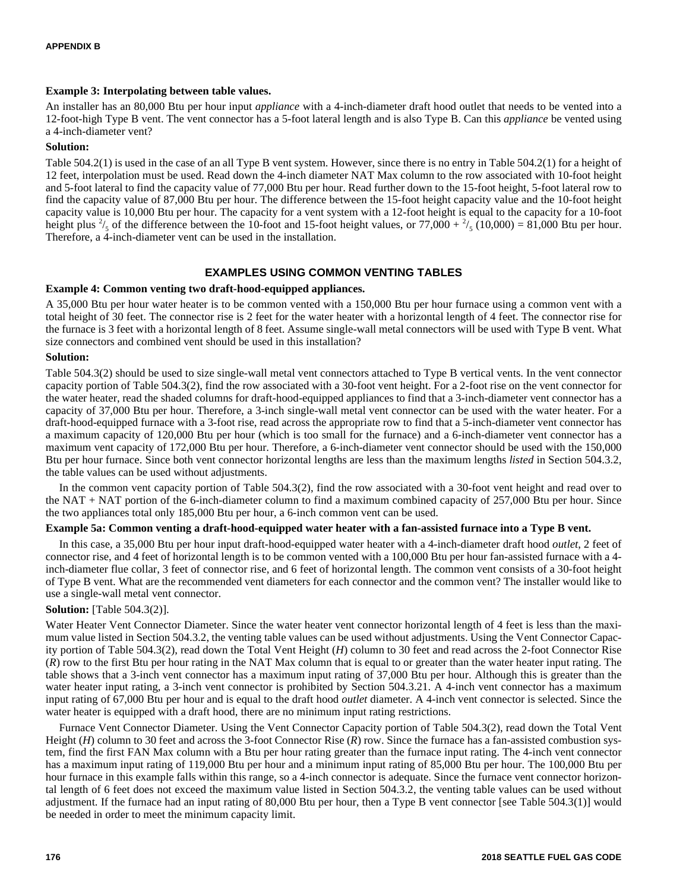**Example 3: Interpolating between table values.**

An installer has an 80,000 Btu per hour input *appliance* with a 4-inch-diameter draft hood outlet that needs to be vented into a 12-foot-high Type B vent. The vent connector has a 5-foot lateral length and is also Type B. Can this *appliance* be vented using a 4-inch-diameter vent?

**Solution:**

Table 504.2(1) is used in the case of an all Type B vent system. However, since there is no entry in Table 504.2(1) for a height of 12 feet, interpolation must be used. Read down the 4-inch diameter NAT Max column to the row associated with 10-foot height and 5-foot lateral to find the capacity value of 77,000 Btu per hour. Read further down to the 15-foot height, 5-foot lateral row to find the capacity value of 87,000 Btu per hour. The difference between the 15-foot height capacity value and the 10-foot height capacity value is 10,000 Btu per hour. The capacity for a vent system with a 12-foot height is equal to the capacity for a 10-foot height plus $^{2}/_{5}$ of the difference between the 10-foot and 15-foot height values, or 77,000 + $^{2}/_{5}$ (10,000) = 81,000 Btu per hour. Therefore, a 4-inch-diameter vent can be used in the installation.

## EXAMPLES USING COMMON VENTING TABLES

**Example 4: Common venting two draft-hood-equipped appliances.**

A 35,000 Btu per hour water heater is to be common vented with a 150,000 Btu per hour furnace using a common vent with a total height of 30 feet. The connector rise is 2 feet for the water heater with a horizontal length of 4 feet. The connector rise for the furnace is 3 feet with a horizontal length of 8 feet. Assume single-wall metal connectors will be used with Type B vent. What size connectors and combined vent should be used in this installation?

**Solution:**

Table 504.3(2) should be used to size single-wall metal vent connectors attached to Type B vertical vents. In the vent connector capacity portion of Table 504.3(2), find the row associated with a 30-foot vent height. For a 2-foot rise on the vent connector for the water heater, read the shaded columns for draft-hood-equipped appliances to find that a 3-inch-diameter vent connector has a capacity of 37,000 Btu per hour. Therefore, a 3-inch single-wall metal vent connector can be used with the water heater. For a draft-hood-equipped furnace with a 3-foot rise, read across the appropriate row to find that a 5-inch-diameter vent connector has a maximum capacity of 120,000 Btu per hour (which is too small for the furnace) and a 6-inch-diameter vent connector has a maximum vent capacity of 172,000 Btu per hour. Therefore, a 6-inch-diameter vent connector should be used with the 150,000 Btu per hour furnace. Since both vent connector horizontal lengths are less than the maximum lengths *listed* in Section 504.3.2, the table values can be used without adjustments.

In the common vent capacity portion of Table 504.3(2), find the row associated with a 30-foot vent height and read over to the NAT + NAT portion of the 6-inch-diameter column to find a maximum combined capacity of 257,000 Btu per hour. Since the two appliances total only 185,000 Btu per hour, a 6-inch common vent can be used.

**Example 5a: Common venting a draft-hood-equipped water heater with a fan-assisted furnace into a Type B vent.**

In this case, a 35,000 Btu per hour input draft-hood-equipped water heater with a 4-inch-diameter draft hood *outlet*, 2 feet of connector rise, and 4 feet of horizontal length is to be common vented with a 100,000 Btu per hour fan-assisted furnace with a 4-inch-diameter flue collar, 3 feet of connector rise, and 6 feet of horizontal length. The common vent consists of a 30-foot height of Type B vent. What are the recommended vent diameters for each connector and the common vent? The installer would like to use a single-wall metal vent connector.

**Solution:** [Table 504.3(2)].

Water Heater Vent Connector Diameter. Since the water heater vent connector horizontal length of 4 feet is less than the maximum value listed in Section 504.3.2, the venting table values can be used without adjustments. Using the Vent Connector Capacity portion of Table 504.3(2), read down the Total Vent Height (*H*) column to 30 feet and read across the 2-foot Connector Rise (*R*) row to the first Btu per hour rating in the NAT Max column that is equal to or greater than the water heater input rating. The table shows that a 3-inch vent connector has a maximum input rating of 37,000 Btu per hour. Although this is greater than the water heater input rating, a 3-inch vent connector is prohibited by Section 504.3.21. A 4-inch vent connector has a maximum input rating of 67,000 Btu per hour and is equal to the draft hood *outlet* diameter. A 4-inch vent connector is selected. Since the water heater is equipped with a draft hood, there are no minimum input rating restrictions.

Furnace Vent Connector Diameter. Using the Vent Connector Capacity portion of Table 504.3(2), read down the Total Vent Height (*H*) column to 30 feet and across the 3-foot Connector Rise (*R*) row. Since the furnace has a fan-assisted combustion system, find the first FAN Max column with a Btu per hour rating greater than the furnace input rating. The 4-inch vent connector has a maximum input rating of 119,000 Btu per hour and a minimum input rating of 85,000 Btu per hour. The 100,000 Btu per hour furnace in this example falls within this range, so a 4-inch connector is adequate. Since the furnace vent connector horizontal length of 6 feet does not exceed the maximum value listed in Section 504.3.2, the venting table values can be used without adjustment. If the furnace had an input rating of 80,000 Btu per hour, then a Type B vent connector [see Table 504.3(1)] would be needed in order to meet the minimum capacity limit.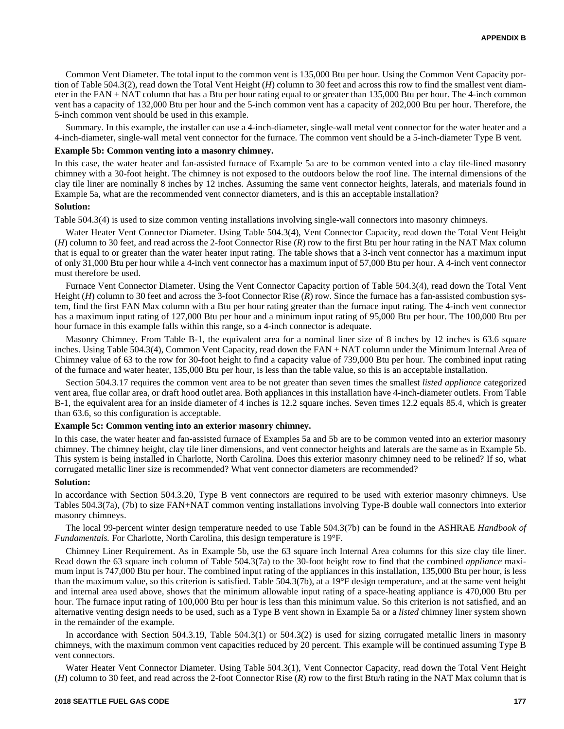Common Vent Diameter. The total input to the common vent is 135,000 Btu per hour. Using the Common Vent Capacity portion of Table 504.3(2), read down the Total Vent Height (*H*) column to 30 feet and across this row to find the smallest vent diameter in the FAN + NAT column that has a Btu per hour rating equal to or greater than 135,000 Btu per hour. The 4-inch common vent has a capacity of 132,000 Btu per hour and the 5-inch common vent has a capacity of 202,000 Btu per hour. Therefore, the 5-inch common vent should be used in this example.

Summary. In this example, the installer can use a 4-inch-diameter, single-wall metal vent connector for the water heater and a 4-inch-diameter, single-wall metal vent connector for the furnace. The common vent should be a 5-inch-diameter Type B vent.

**Example 5b: Common venting into a masonry chimney.**

In this case, the water heater and fan-assisted furnace of Example 5a are to be common vented into a clay tile-lined masonry chimney with a 30-foot height. The chimney is not exposed to the outdoors below the roof line. The internal dimensions of the clay tile liner are nominally 8 inches by 12 inches. Assuming the same vent connector heights, laterals, and materials found in Example 5a, what are the recommended vent connector diameters, and is this an acceptable installation?

**Solution:**

Table 504.3(4) is used to size common venting installations involving single-wall connectors into masonry chimneys.

Water Heater Vent Connector Diameter. Using Table 504.3(4), Vent Connector Capacity, read down the Total Vent Height (*H*) column to 30 feet, and read across the 2-foot Connector Rise (*R*) row to the first Btu per hour rating in the NAT Max column that is equal to or greater than the water heater input rating. The table shows that a 3-inch vent connector has a maximum input of only 31,000 Btu per hour while a 4-inch vent connector has a maximum input of 57,000 Btu per hour. A 4-inch vent connector must therefore be used.

Furnace Vent Connector Diameter. Using the Vent Connector Capacity portion of Table 504.3(4), read down the Total Vent Height (*H*) column to 30 feet and across the 3-foot Connector Rise (*R*) row. Since the furnace has a fan-assisted combustion system, find the first FAN Max column with a Btu per hour rating greater than the furnace input rating. The 4-inch vent connector has a maximum input rating of 127,000 Btu per hour and a minimum input rating of 95,000 Btu per hour. The 100,000 Btu per hour furnace in this example falls within this range, so a 4-inch connector is adequate.

Masonry Chimney. From Table B-1, the equivalent area for a nominal liner size of 8 inches by 12 inches is 63.6 square inches. Using Table 504.3(4), Common Vent Capacity, read down the FAN + NAT column under the Minimum Internal Area of Chimney value of 63 to the row for 30-foot height to find a capacity value of 739,000 Btu per hour. The combined input rating of the furnace and water heater, 135,000 Btu per hour, is less than the table value, so this is an acceptable installation.

Section 504.3.17 requires the common vent area to be not greater than seven times the smallest *listed appliance* categorized vent area, flue collar area, or draft hood outlet area. Both appliances in this installation have 4-inch-diameter outlets. From Table B-1, the equivalent area for an inside diameter of 4 inches is 12.2 square inches. Seven times 12.2 equals 85.4, which is greater than 63.6, so this configuration is acceptable.

**Example 5c: Common venting into an exterior masonry chimney.**

In this case, the water heater and fan-assisted furnace of Examples 5a and 5b are to be common vented into an exterior masonry chimney. The chimney height, clay tile liner dimensions, and vent connector heights and laterals are the same as in Example 5b. This system is being installed in Charlotte, North Carolina. Does this exterior masonry chimney need to be relined? If so, what corrugated metallic liner size is recommended? What vent connector diameters are recommended?

**Solution:**

In accordance with Section 504.3.20, Type B vent connectors are required to be used with exterior masonry chimneys. Use Tables 504.3(7a), (7b) to size FAN+NAT common venting installations involving Type-B double wall connectors into exterior masonry chimneys.

The local 99-percent winter design temperature needed to use Table 504.3(7b) can be found in the ASHRAE *Handbook of Fundamentals.* For Charlotte, North Carolina, this design temperature is 19°F.

Chimney Liner Requirement. As in Example 5b, use the 63 square inch Internal Area columns for this size clay tile liner. Read down the 63 square inch column of Table 504.3(7a) to the 30-foot height row to find that the combined *appliance* maximum input is 747,000 Btu per hour. The combined input rating of the appliances in this installation, 135,000 Btu per hour, is less than the maximum value, so this criterion is satisfied. Table 504.3(7b), at a 19°F design temperature, and at the same vent height and internal area used above, shows that the minimum allowable input rating of a space-heating appliance is 470,000 Btu per hour. The furnace input rating of 100,000 Btu per hour is less than this minimum value. So this criterion is not satisfied, and an alternative venting design needs to be used, such as a Type B vent shown in Example 5a or a *listed* chimney liner system shown in the remainder of the example.

In accordance with Section 504.3.19, Table 504.3(1) or 504.3(2) is used for sizing corrugated metallic liners in masonry chimneys, with the maximum common vent capacities reduced by 20 percent. This example will be continued assuming Type B vent connectors.

Water Heater Vent Connector Diameter. Using Table 504.3(1), Vent Connector Capacity, read down the Total Vent Height (*H*) column to 30 feet, and read across the 2-foot Connector Rise (*R*) row to the first Btu/h rating in the NAT Max column that is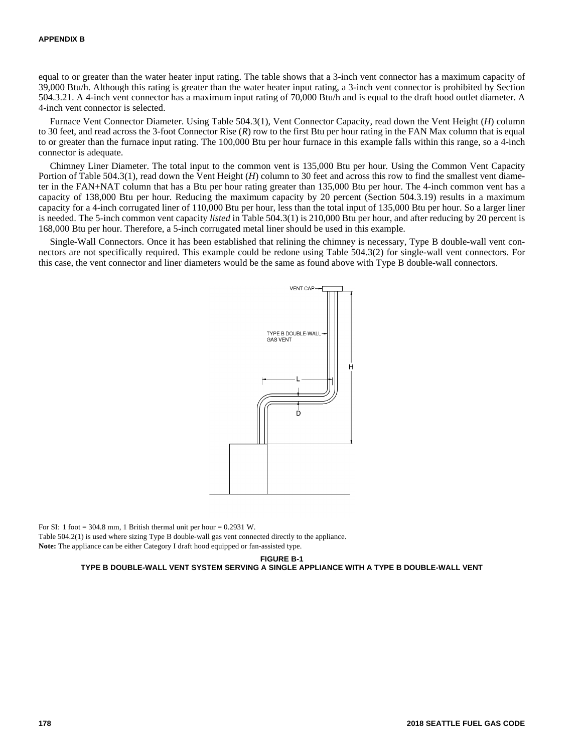equal to or greater than the water heater input rating. The table shows that a 3-inch vent connector has a maximum capacity of 39,000 Btu/h. Although this rating is greater than the water heater input rating, a 3-inch vent connector is prohibited by Section 504.3.21. A 4-inch vent connector has a maximum input rating of 70,000 Btu/h and is equal to the draft hood outlet diameter. A 4-inch vent connector is selected.

Furnace Vent Connector Diameter. Using Table 504.3(1), Vent Connector Capacity, read down the Vent Height (*H*) column to 30 feet, and read across the 3-foot Connector Rise (*R*) row to the first Btu per hour rating in the FAN Max column that is equal to or greater than the furnace input rating. The 100,000 Btu per hour furnace in this example falls within this range, so a 4-inch connector is adequate.

Chimney Liner Diameter. The total input to the common vent is 135,000 Btu per hour. Using the Common Vent Capacity Portion of Table 504.3(1), read down the Vent Height (*H*) column to 30 feet and across this row to find the smallest vent diameter in the FAN+NAT column that has a Btu per hour rating greater than 135,000 Btu per hour. The 4-inch common vent has a capacity of 138,000 Btu per hour. Reducing the maximum capacity by 20 percent (Section 504.3.19) results in a maximum capacity for a 4-inch corrugated liner of 110,000 Btu per hour, less than the total input of 135,000 Btu per hour. So a larger liner is needed. The 5-inch common vent capacity *listed* in Table 504.3(1) is 210,000 Btu per hour, and after reducing by 20 percent is 168,000 Btu per hour. Therefore, a 5-inch corrugated metal liner should be used in this example.

Single-Wall Connectors. Once it has been established that relining the chimney is necessary, Type B double-wall vent connectors are not specifically required. This example could be redone using Table 504.3(2) for single-wall vent connectors. For this case, the vent connector and liner diameters would be the same as found above with Type B double-wall connectors.

VENT CAP

TYPE B DOUBLE-WALL GAS VENT

H

L

D

For SI: 1 foot = 304.8 mm, 1 British thermal unit per hour = 0.2931 W.

Table 504.2(1) is used where sizing Type B double-wall gas vent connected directly to the appliance.

**Note:** The appliance can be either Category I draft hood equipped or fan-assisted type.

**FIGURE B-1**
**TYPE B DOUBLE-WALL VENT SYSTEM SERVING A SINGLE APPLIANCE WITH A TYPE B DOUBLE-WALL VENT**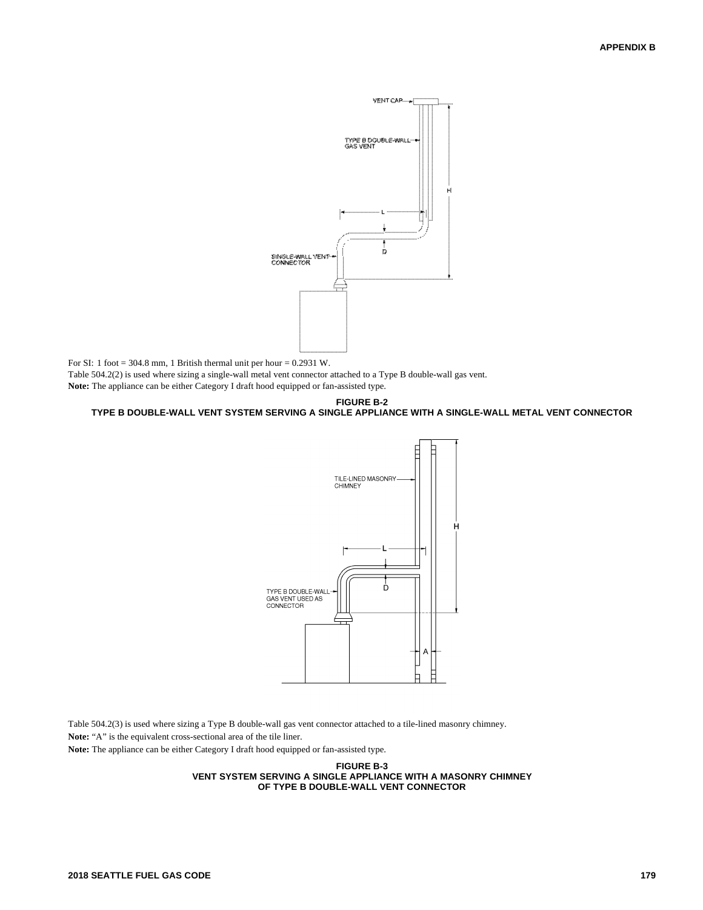For SI: 1 foot = 304.8 mm, 1 British thermal unit per hour = 0.2931 W.

Table 504.2(2) is used where sizing a single-wall metal vent connector attached to a Type B double-wall gas vent.

**Note:** The appliance can be either Category I draft hood equipped or fan-assisted type.

**FIGURE B-2**
**TYPE B DOUBLE-WALL VENT SYSTEM SERVING A SINGLE APPLIANCE WITH A SINGLE-WALL METAL VENT CONNECTOR**

Table 504.2(3) is used where sizing a Type B double-wall gas vent connector attached to a tile-lined masonry chimney.

**Note:** "A" is the equivalent cross-sectional area of the tile liner.

**Note:** The appliance can be either Category I draft hood equipped or fan-assisted type.

**FIGURE B-3**
**VENT SYSTEM SERVING A SINGLE APPLIANCE WITH A MASONRY CHIMNEY OF TYPE B DOUBLE-WALL VENT CONNECTOR**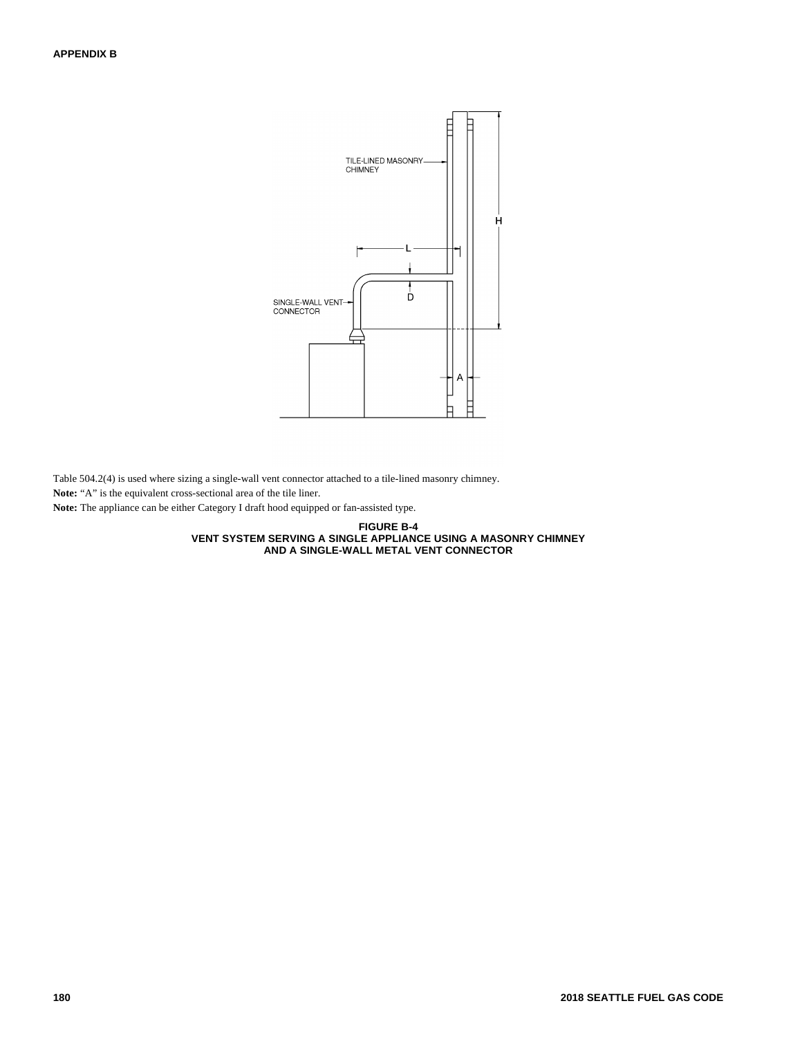Table 504.2(4) is used where sizing a single-wall vent connector attached to a tile-lined masonry chimney.

**Note:** "A" is the equivalent cross-sectional area of the tile liner.

**Note:** The appliance can be either Category I draft hood equipped or fan-assisted type.

**FIGURE B-4**
**VENT SYSTEM SERVING A SINGLE APPLIANCE USING A MASONRY CHIMNEY AND A SINGLE-WALL METAL VENT CONNECTOR**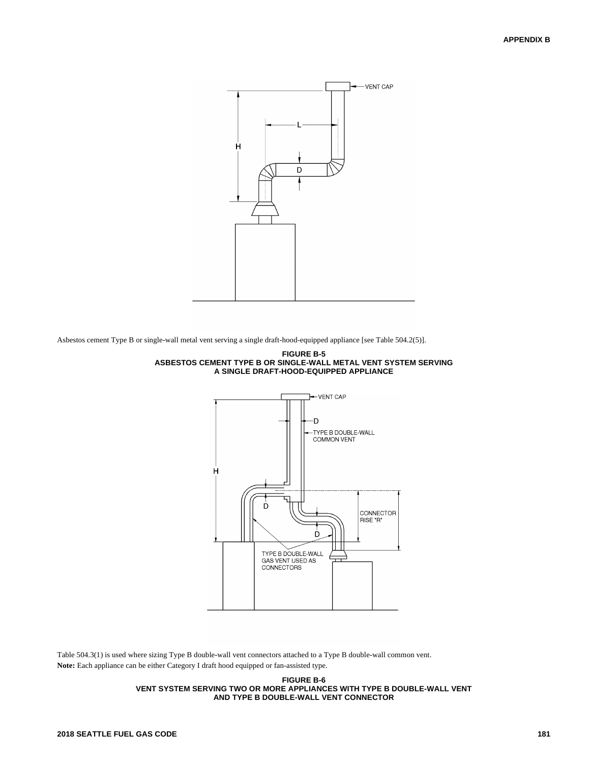Asbestos cement Type B or single-wall metal vent serving a single draft-hood-equipped appliance [see Table 504.2(5)].

**FIGURE B-5**
**ASBESTOS CEMENT TYPE B OR SINGLE-WALL METAL VENT SYSTEM SERVING A SINGLE DRAFT-HOOD-EQUIPPED APPLIANCE**

Table 504.3(1) is used where sizing Type B double-wall vent connectors attached to a Type B double-wall common vent.

**Note:** Each appliance can be either Category I draft hood equipped or fan-assisted type.

**FIGURE B-6**
**VENT SYSTEM SERVING TWO OR MORE APPLIANCES WITH TYPE B DOUBLE-WALL VENT AND TYPE B DOUBLE-WALL VENT CONNECTOR**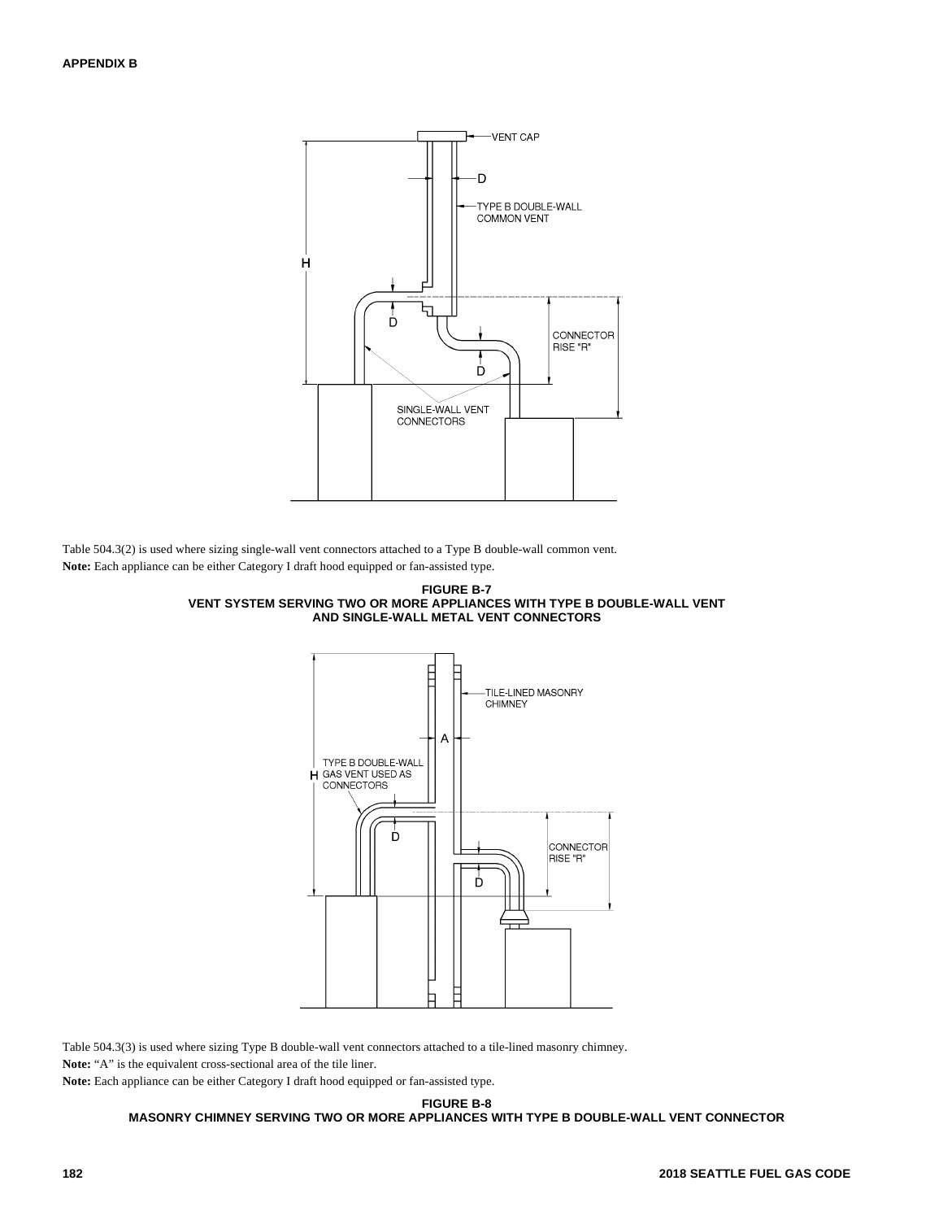Table 504.3(2) is used where sizing single-wall vent connectors attached to a Type B double-wall common vent.

**Note:** Each appliance can be either Category I draft hood equipped or fan-assisted type.

**FIGURE B-7**
**VENT SYSTEM SERVING TWO OR MORE APPLIANCES WITH TYPE B DOUBLE-WALL VENT AND SINGLE-WALL METAL VENT CONNECTORS**

Table 504.3(3) is used where sizing Type B double-wall vent connectors attached to a tile-lined masonry chimney.

**Note:** "A" is the equivalent cross-sectional area of the tile liner.

**Note:** Each appliance can be either Category I draft hood equipped or fan-assisted type.

**FIGURE B-8**
**MASONRY CHIMNEY SERVING TWO OR MORE APPLIANCES WITH TYPE B DOUBLE-WALL VENT CONNECTOR**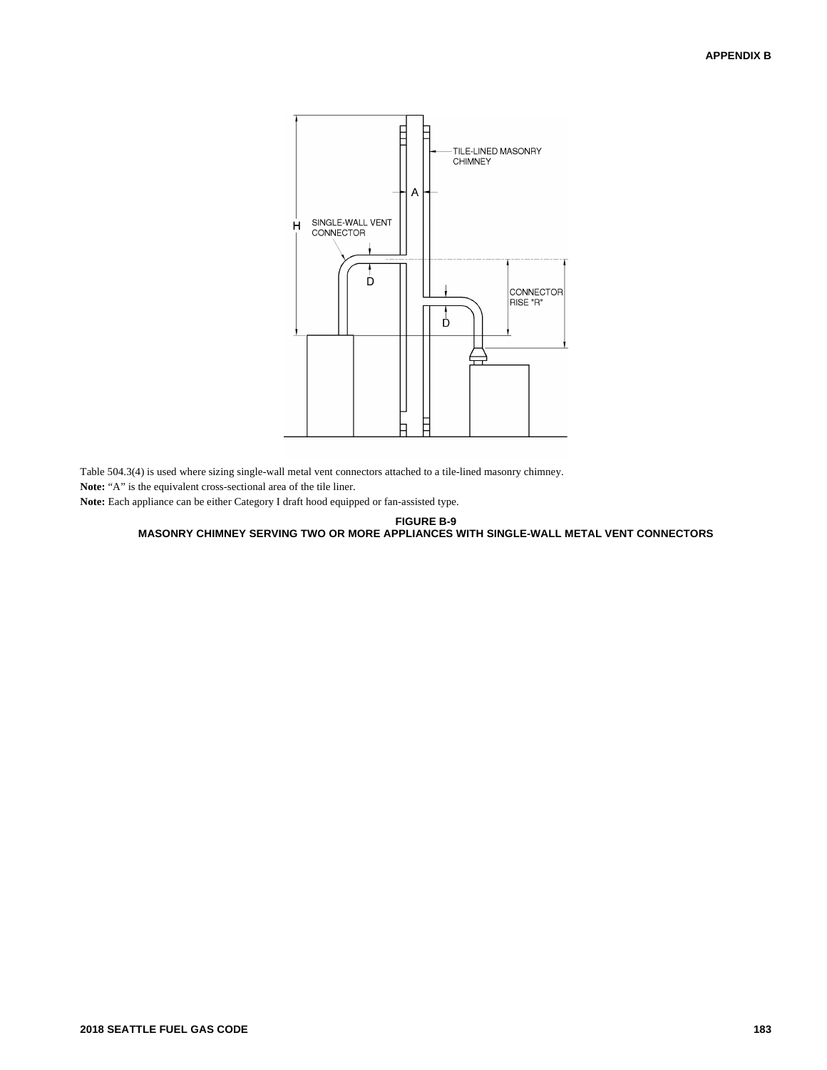Table 504.3(4) is used where sizing single-wall metal vent connectors attached to a tile-lined masonry chimney.

**Note:** "A" is the equivalent cross-sectional area of the tile liner.

**Note:** Each appliance can be either Category I draft hood equipped or fan-assisted type.

**FIGURE B-9**
**MASONRY CHIMNEY SERVING TWO OR MORE APPLIANCES WITH SINGLE-WALL METAL VENT CONNECTORS**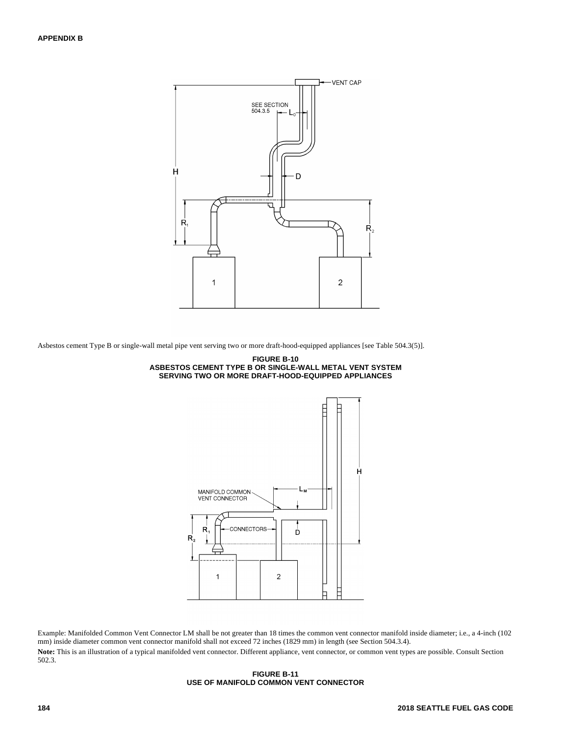Asbestos cement Type B or single-wall metal pipe vent serving two or more draft-hood-equipped appliances [see Table 504.3(5)].

**FIGURE B-10**
**ASBESTOS CEMENT TYPE B OR SINGLE-WALL METAL VENT SYSTEM SERVING TWO OR MORE DRAFT-HOOD-EQUIPPED APPLIANCES**

Example: Manifolded Common Vent Connector LM shall be not greater than 18 times the common vent connector manifold inside diameter; i.e., a 4-inch (102 mm) inside diameter common vent connector manifold shall not exceed 72 inches (1829 mm) in length (see Section 504.3.4).

**Note:** This is an illustration of a typical manifolded vent connector. Different appliance, vent connector, or common vent types are possible. Consult Section 502.3.

**FIGURE B-11**
**USE OF MANIFOLD COMMON VENT CONNECTOR**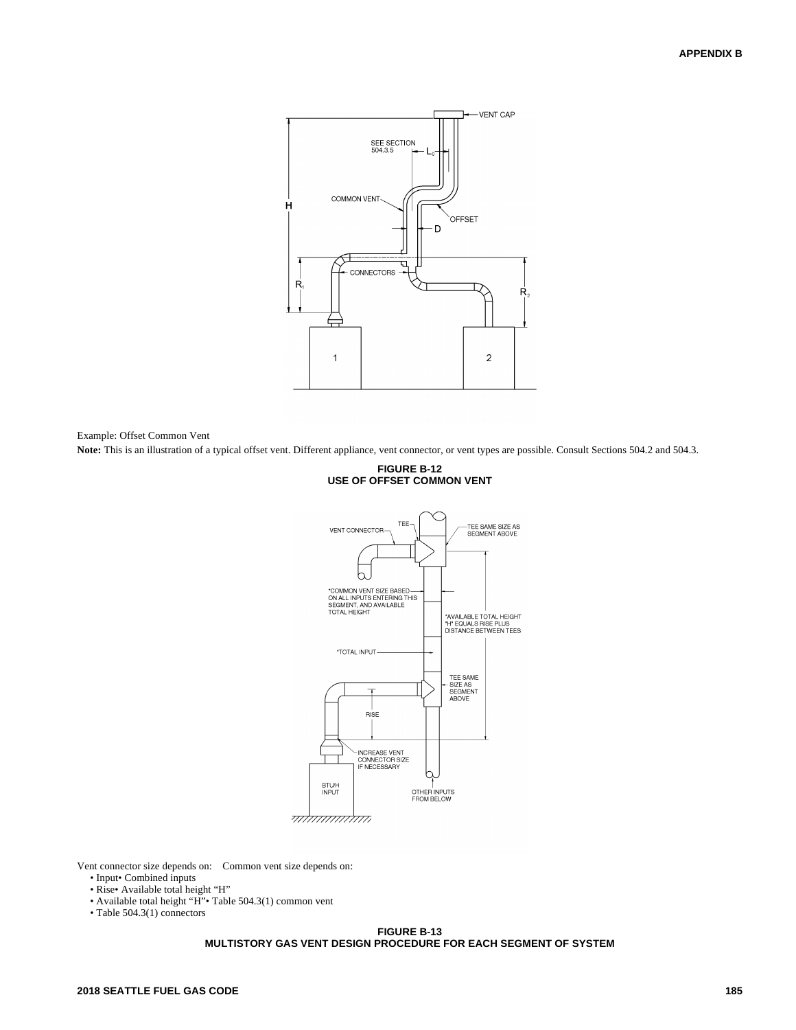Example: Offset Common Vent

**Note:** This is an illustration of a typical offset vent. Different appliance, vent connector, or vent types are possible. Consult Sections 504.2 and 504.3.

**FIGURE B-12**
**USE OF OFFSET COMMON VENT**

Vent connector size depends on:

- Input
- Rise
- Available total height "H"
- Table 504.3(1) connectors

Common vent size depends on:

- Combined inputs
- Available total height "H"
- Table 504.3(1) common vent

**FIGURE B-13**
**MULTISTORY GAS VENT DESIGN PROCEDURE FOR EACH SEGMENT OF SYSTEM**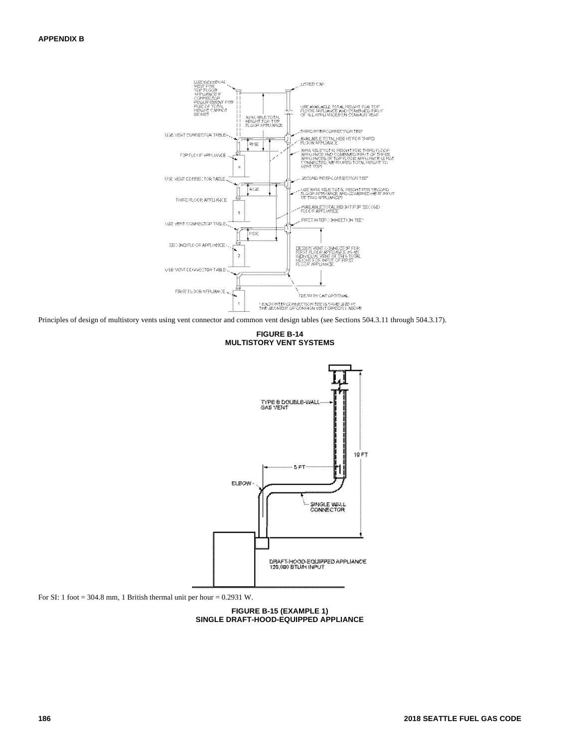Principles of design of multistory vents using vent connector and common vent design tables (see Sections 504.3.11 through 504.3.17).

**FIGURE B-14**
**MULTISTORY VENT SYSTEMS**

For SI: 1 foot = 304.8 mm, 1 British thermal unit per hour = 0.2931 W.

**FIGURE B-15 (EXAMPLE 1)**
**SINGLE DRAFT-HOOD-EQUIPPED APPLIANCE**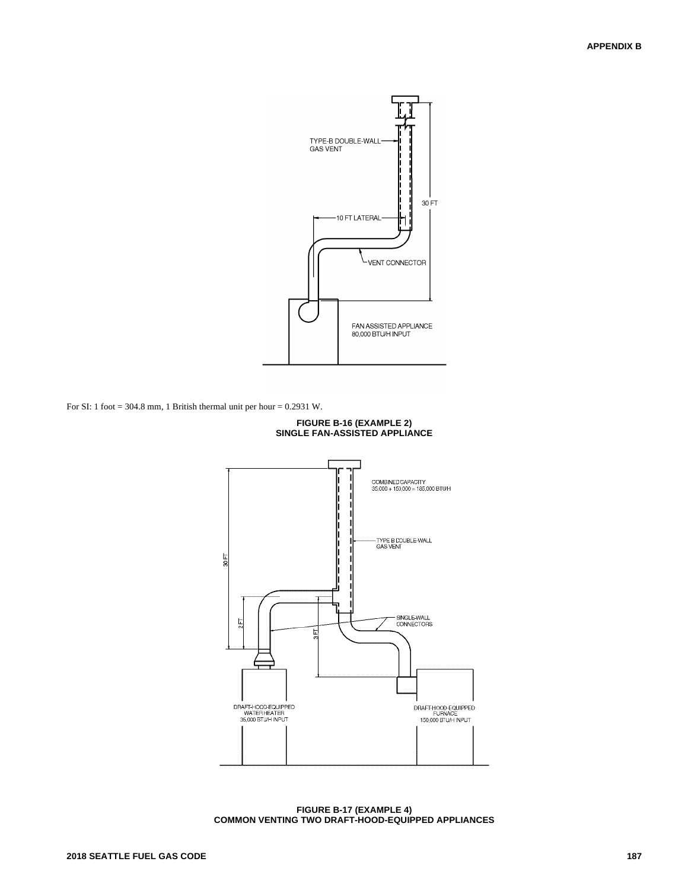For SI: 1 foot = 304.8 mm, 1 British thermal unit per hour = 0.2931 W.

**FIGURE B-16 (EXAMPLE 2)**
**SINGLE FAN-ASSISTED APPLIANCE**

**FIGURE B-17 (EXAMPLE 4)**
**COMMON VENTING TWO DRAFT-HOOD-EQUIPPED APPLIANCES**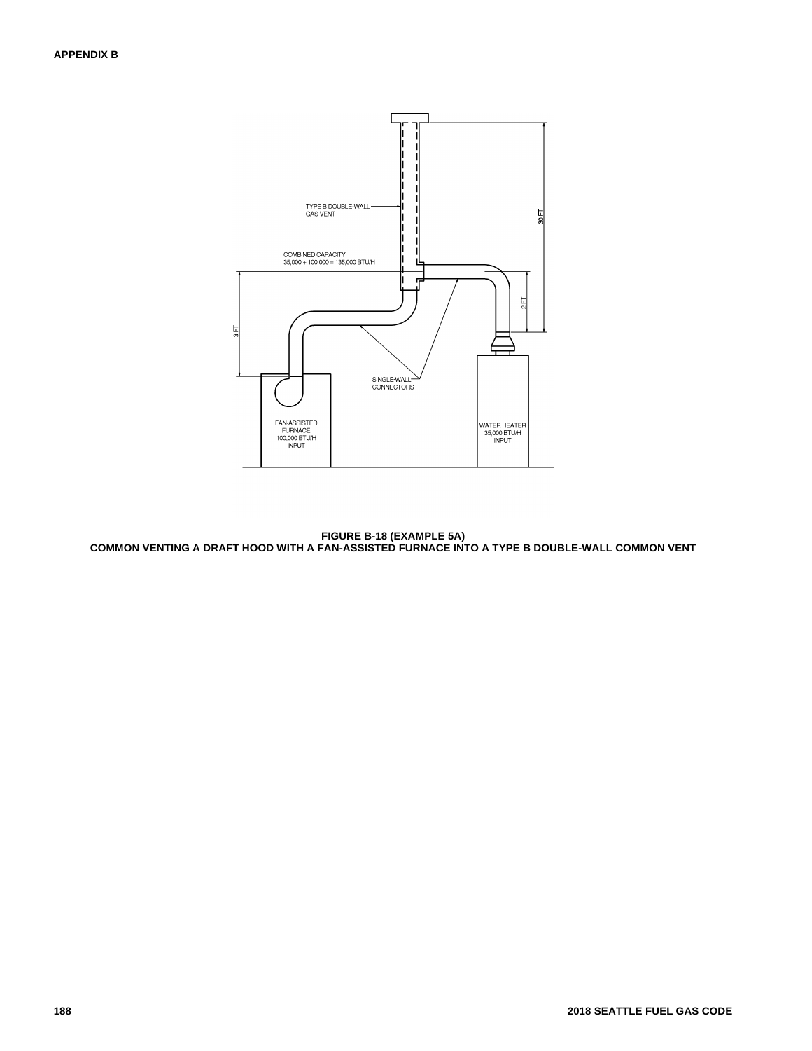**FIGURE B-18 (EXAMPLE 5A)**
**COMMON VENTING A DRAFT HOOD WITH A FAN-ASSISTED FURNACE INTO A TYPE B DOUBLE-WALL COMMON VENT**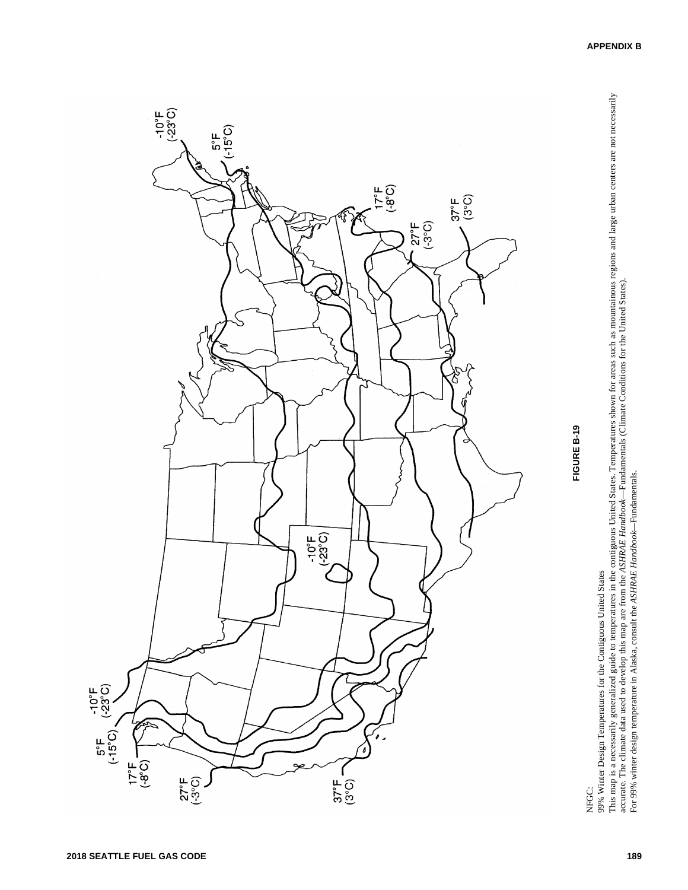**FIGURE B-19**

NFGC:
99% Winter Design Temperatures for the Contiguous United States
This map is a necessarily generalized guide to temperatures in the contiguous United States. Temperatures shown for areas such as mountainous regions and large urban centers are not necessarily accurate. The climate data used to develop this map are from the *ASHRAE Handbook*—Fundamentals (Climate Conditions for the United States).
For 99% winter design temperature in Alaska, consult the *ASHRAE Handbook*—Fundamentals.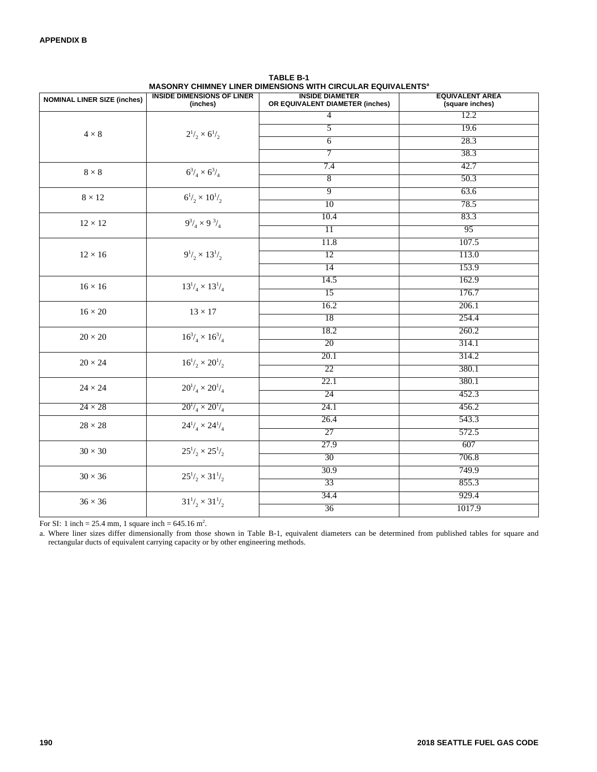**APPENDIX B**

**TABLE B-1**
**MASONRY CHIMNEY LINER DIMENSIONS WITH CIRCULAR EQUIVALENTS[a]**

| NOMINAL LINER SIZE (inches) | INSIDE DIMENSIONS OF LINER (inches) | INSIDE DIAMETER OR EQUIVALENT DIAMETER (inches) | EQUIVALENT AREA (square inches) |
|---|---|---|---|
| 4 × 8 | $2^1/_2 \times 6^1/_2$ | 4 | 12.2 |
| | | 5 | 19.6 |
| | | 6 | 28.3 |
| | | 7 | 38.3 |
| 8 × 8 | $6^3/_4 \times 6^3/_4$ | 7.4 | 42.7 |
| | | 8 | 50.3 |
| 8 × 12 | $6^1/_2 \times 10^1/_2$ | 9 | 63.6 |
| | | 10 | 78.5 |
| 12 × 12 | $9^3/_4 \times 9\,^3/_4$ | 10.4 | 83.3 |
| | | 11 | 95 |
| 12 × 16 | $9^1/_2 \times 13^1/_2$ | 11.8 | 107.5 |
| | | 12 | 113.0 |
| | | 14 | 153.9 |
| 16 × 16 | $13^1/_4 \times 13^1/_4$ | 14.5 | 162.9 |
| | | 15 | 176.7 |
| 16 × 20 | 13 × 17 | 16.2 | 206.1 |
| | | 18 | 254.4 |
| 20 × 20 | $16^3/_4 \times 16^3/_4$ | 18.2 | 260.2 |
| | | 20 | 314.1 |
| 20 × 24 | $16^1/_2 \times 20^1/_2$ | 20.1 | 314.2 |
| | | 22 | 380.1 |
| 24 × 24 | $20^1/_4 \times 20^1/_4$ | 22.1 | 380.1 |
| | | 24 | 452.3 |
| 24 × 28 | $20^1/_4 \times 20^1/_4$ | 24.1 | 456.2 |
| 28 × 28 | $24^1/_4 \times 24^1/_4$ | 26.4 | 543.3 |
| | | 27 | 572.5 |
| 30 × 30 | $25^1/_2 \times 25^1/_2$ | 27.9 | 607 |
| | | 30 | 706.8 |
| 30 × 36 | $25^1/_2 \times 31^1/_2$ | 30.9 | 749.9 |
| | | 33 | 855.3 |
| 36 × 36 | $31^1/_2 \times 31^1/_2$ | 34.4 | 929.4 |
| | | 36 | 1017.9 |

For SI: 1 inch = 25.4 mm, 1 square inch = 645.16 $m^2$.

a. Where liner sizes differ dimensionally from those shown in Table B-1, equivalent diameters can be determined from published tables for square and rectangular ducts of equivalent carrying capacity or by other engineering methods.